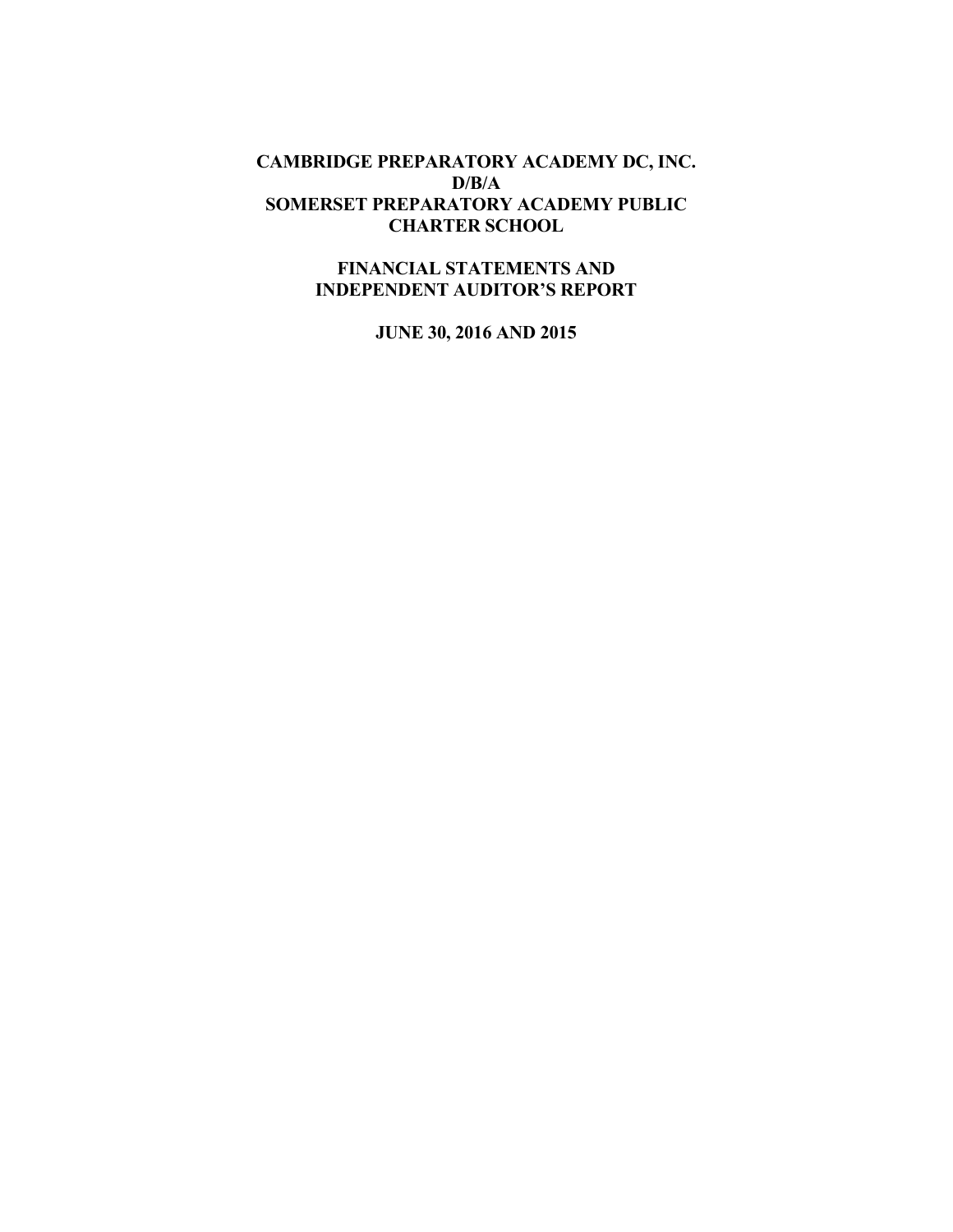# CAMBRIDGE PREPARATORY ACADEMY DC, INC.
# D/B/A
# SOMERSET PREPARATORY ACADEMY PUBLIC CHARTER SCHOOL

## FINANCIAL STATEMENTS AND INDEPENDENT AUDITOR'S REPORT

## JUNE 30, 2016 AND 2015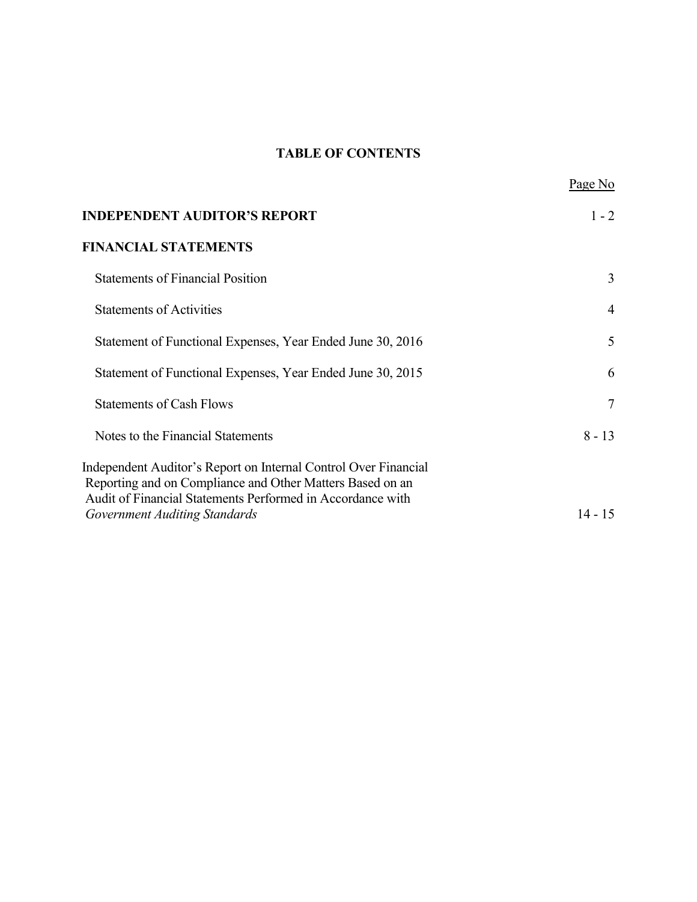# TABLE OF CONTENTS

| | Page No |
|---|---|
| **INDEPENDENT AUDITOR'S REPORT** | 1 - 2 |
| **FINANCIAL STATEMENTS** | |
| Statements of Financial Position | 3 |
| Statements of Activities | 4 |
| Statement of Functional Expenses, Year Ended June 30, 2016 | 5 |
| Statement of Functional Expenses, Year Ended June 30, 2015 | 6 |
| Statements of Cash Flows | 7 |
| Notes to the Financial Statements | 8 - 13 |
| Independent Auditor's Report on Internal Control Over Financial Reporting and on Compliance and Other Matters Based on an Audit of Financial Statements Performed in Accordance with *Government Auditing Standards* | 14 - 15 |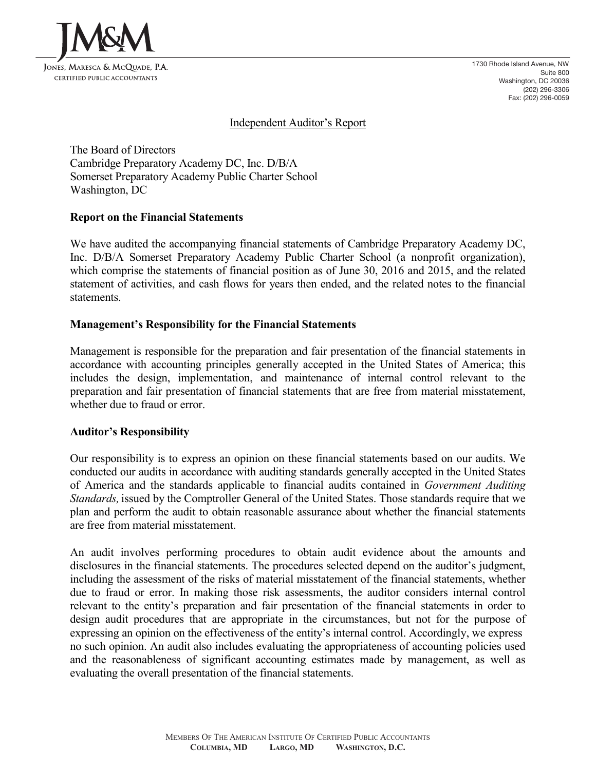JM&M

JONES, MARESCA & MCQUADE, P.A.
CERTIFIED PUBLIC ACCOUNTANTS

1730 Rhode Island Avenue, NW
Suite 800
Washington, DC 20036
(202) 296-3306
Fax: (202) 296-0059

## Independent Auditor's Report

The Board of Directors
Cambridge Preparatory Academy DC, Inc. D/B/A
Somerset Preparatory Academy Public Charter School
Washington, DC

### Report on the Financial Statements

We have audited the accompanying financial statements of Cambridge Preparatory Academy DC, Inc. D/B/A Somerset Preparatory Academy Public Charter School (a nonprofit organization), which comprise the statements of financial position as of June 30, 2016 and 2015, and the related statement of activities, and cash flows for years then ended, and the related notes to the financial statements.

### Management's Responsibility for the Financial Statements

Management is responsible for the preparation and fair presentation of the financial statements in accordance with accounting principles generally accepted in the United States of America; this includes the design, implementation, and maintenance of internal control relevant to the preparation and fair presentation of financial statements that are free from material misstatement, whether due to fraud or error.

### Auditor's Responsibility

Our responsibility is to express an opinion on these financial statements based on our audits. We conducted our audits in accordance with auditing standards generally accepted in the United States of America and the standards applicable to financial audits contained in *Government Auditing Standards,* issued by the Comptroller General of the United States. Those standards require that we plan and perform the audit to obtain reasonable assurance about whether the financial statements are free from material misstatement.

An audit involves performing procedures to obtain audit evidence about the amounts and disclosures in the financial statements. The procedures selected depend on the auditor's judgment, including the assessment of the risks of material misstatement of the financial statements, whether due to fraud or error. In making those risk assessments, the auditor considers internal control relevant to the entity's preparation and fair presentation of the financial statements in order to design audit procedures that are appropriate in the circumstances, but not for the purpose of expressing an opinion on the effectiveness of the entity's internal control. Accordingly, we express no such opinion. An audit also includes evaluating the appropriateness of accounting policies used and the reasonableness of significant accounting estimates made by management, as well as evaluating the overall presentation of the financial statements.

MEMBERS OF THE AMERICAN INSTITUTE OF CERTIFIED PUBLIC ACCOUNTANTS
**COLUMBIA, MD LARGO, MD WASHINGTON, D.C.**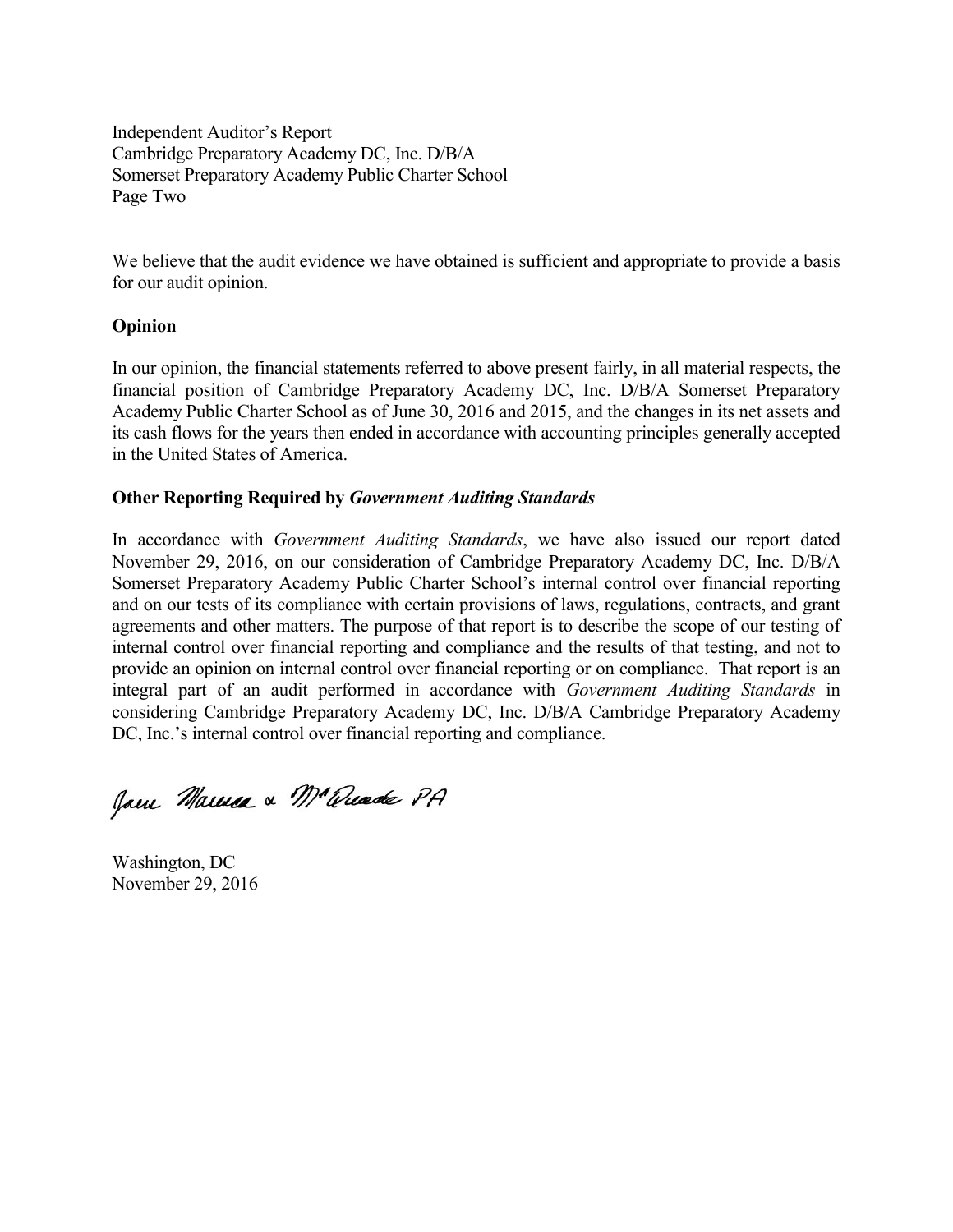Independent Auditor's Report
Cambridge Preparatory Academy DC, Inc. D/B/A
Somerset Preparatory Academy Public Charter School
Page Two

We believe that the audit evidence we have obtained is sufficient and appropriate to provide a basis for our audit opinion.

**Opinion**

In our opinion, the financial statements referred to above present fairly, in all material respects, the financial position of Cambridge Preparatory Academy DC, Inc. D/B/A Somerset Preparatory Academy Public Charter School as of June 30, 2016 and 2015, and the changes in its net assets and its cash flows for the years then ended in accordance with accounting principles generally accepted in the United States of America.

**Other Reporting Required by *Government Auditing Standards***

In accordance with *Government Auditing Standards*, we have also issued our report dated November 29, 2016, on our consideration of Cambridge Preparatory Academy DC, Inc. D/B/A Somerset Preparatory Academy Public Charter School's internal control over financial reporting and on our tests of its compliance with certain provisions of laws, regulations, contracts, and grant agreements and other matters. The purpose of that report is to describe the scope of our testing of internal control over financial reporting and compliance and the results of that testing, and not to provide an opinion on internal control over financial reporting or on compliance. That report is an integral part of an audit performed in accordance with *Government Auditing Standards* in considering Cambridge Preparatory Academy DC, Inc. D/B/A Cambridge Preparatory Academy DC, Inc.'s internal control over financial reporting and compliance.

Jane Marcusa & McQuade PA

Washington, DC
November 29, 2016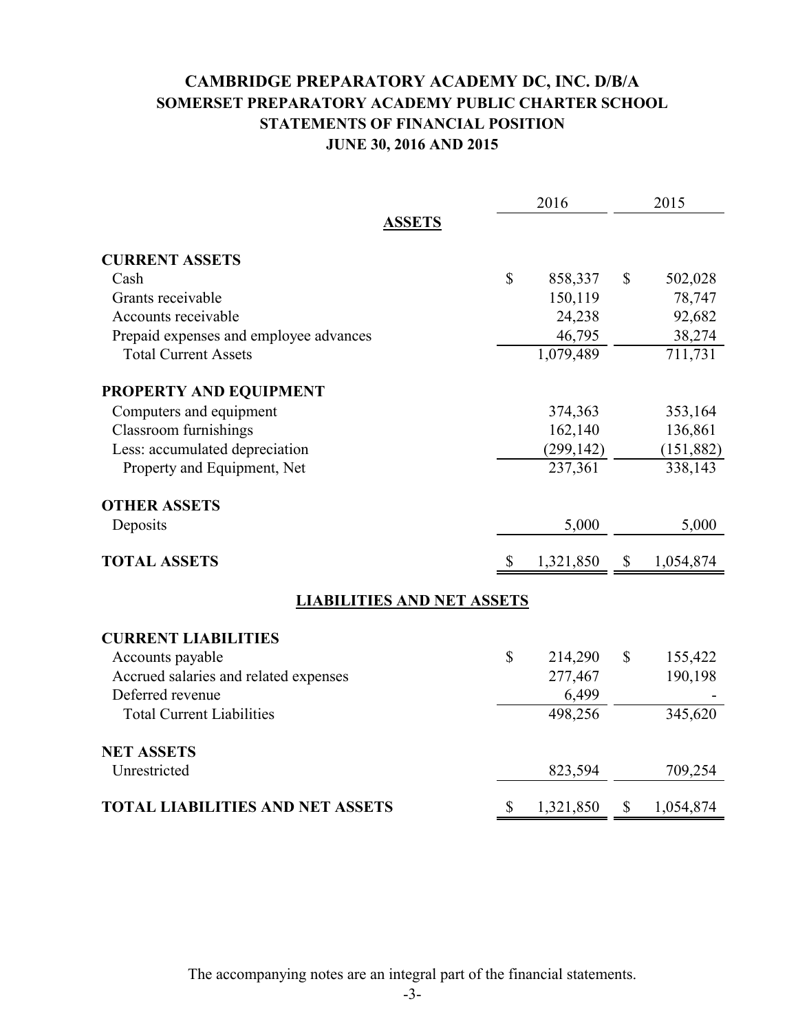# CAMBRIDGE PREPARATORY ACADEMY DC, INC. D/B/A
# SOMERSET PREPARATORY ACADEMY PUBLIC CHARTER SCHOOL
## STATEMENTS OF FINANCIAL POSITION
## JUNE 30, 2016 AND 2015

| | 2016 | 2015 |
|---|---|---|
| **ASSETS** | | |
| **CURRENT ASSETS** | | |
| Cash | $ 858,337 | $ 502,028 |
| Grants receivable | 150,119 | 78,747 |
| Accounts receivable | 24,238 | 92,682 |
| Prepaid expenses and employee advances | 46,795 | 38,274 |
| Total Current Assets | 1,079,489 | 711,731 |
| **PROPERTY AND EQUIPMENT** | | |
| Computers and equipment | 374,363 | 353,164 |
| Classroom furnishings | 162,140 | 136,861 |
| Less: accumulated depreciation | (299,142) | (151,882) |
| Property and Equipment, Net | 237,361 | 338,143 |
| **OTHER ASSETS** | | |
| Deposits | 5,000 | 5,000 |
| **TOTAL ASSETS** | $ 1,321,850 | $ 1,054,874 |
| **LIABILITIES AND NET ASSETS** | | |
| **CURRENT LIABILITIES** | | |
| Accounts payable | $ 214,290 | $ 155,422 |
| Accrued salaries and related expenses | 277,467 | 190,198 |
| Deferred revenue | 6,499 | - |
| Total Current Liabilities | 498,256 | 345,620 |
| **NET ASSETS** | | |
| Unrestricted | 823,594 | 709,254 |
| **TOTAL LIABILITIES AND NET ASSETS** | $ 1,321,850 | $ 1,054,874 |

The accompanying notes are an integral part of the financial statements.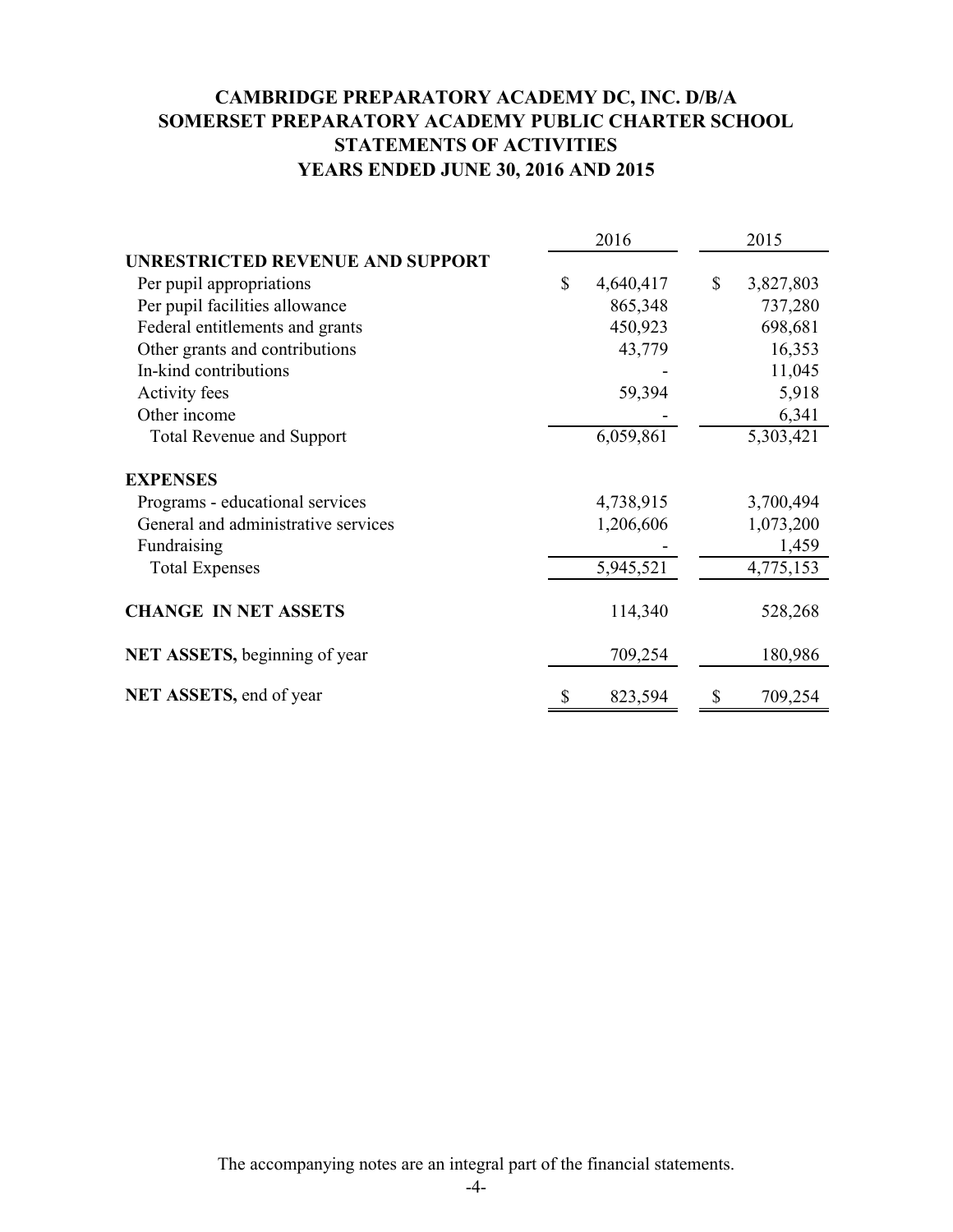# CAMBRIDGE PREPARATORY ACADEMY DC, INC. D/B/A SOMERSET PREPARATORY ACADEMY PUBLIC CHARTER SCHOOL STATEMENTS OF ACTIVITIES YEARS ENDED JUNE 30, 2016 AND 2015

| | 2016 | 2015 |
|---|---|---|
| **UNRESTRICTED REVENUE AND SUPPORT** | | |
| Per pupil appropriations | $ 4,640,417 | $ 3,827,803 |
| Per pupil facilities allowance | 865,348 | 737,280 |
| Federal entitlements and grants | 450,923 | 698,681 |
| Other grants and contributions | 43,779 | 16,353 |
| In-kind contributions | - | 11,045 |
| Activity fees | 59,394 | 5,918 |
| Other income | - | 6,341 |
| Total Revenue and Support | 6,059,861 | 5,303,421 |
| **EXPENSES** | | |
| Programs - educational services | 4,738,915 | 3,700,494 |
| General and administrative services | 1,206,606 | 1,073,200 |
| Fundraising | - | 1,459 |
| Total Expenses | 5,945,521 | 4,775,153 |
| **CHANGE IN NET ASSETS** | 114,340 | 528,268 |
| **NET ASSETS,** beginning of year | 709,254 | 180,986 |
| **NET ASSETS,** end of year | $ 823,594 | $ 709,254 |

The accompanying notes are an integral part of the financial statements.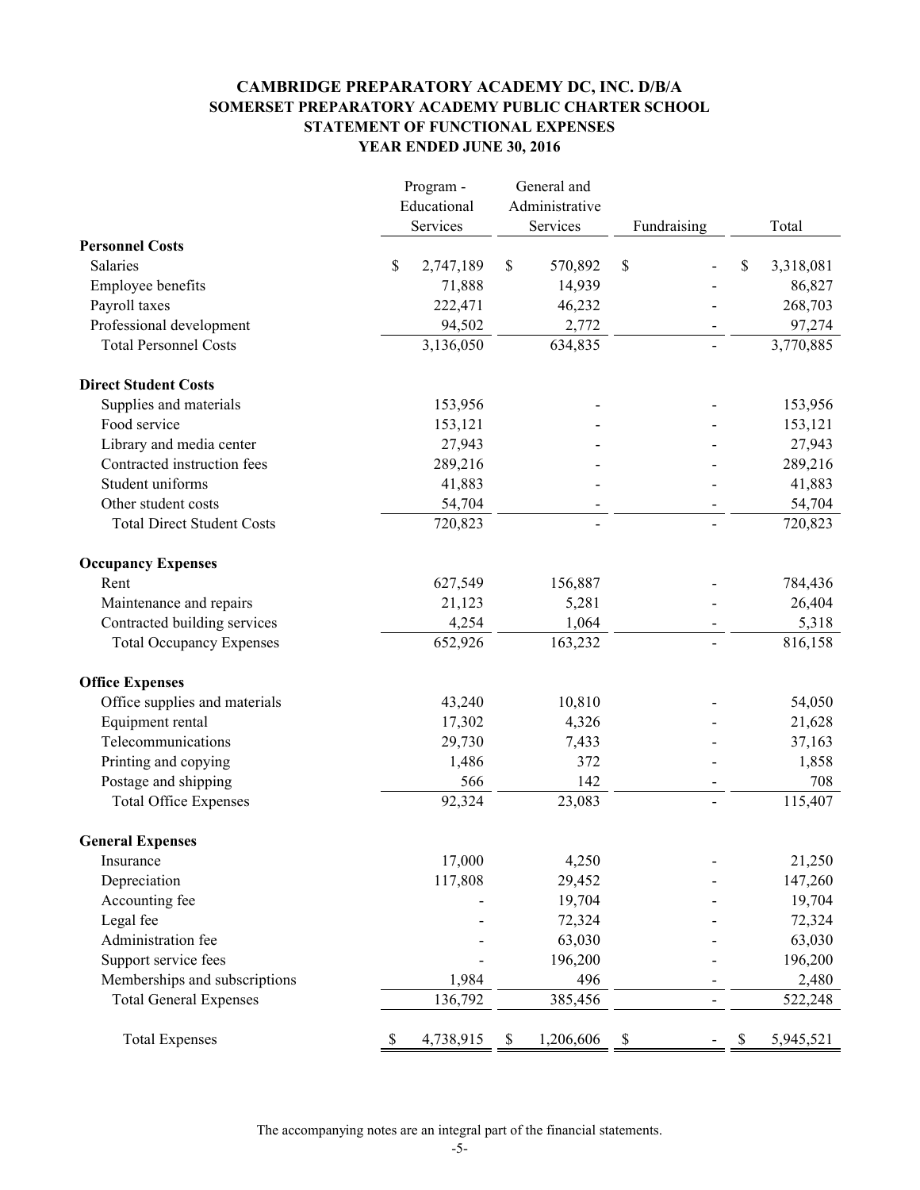**CAMBRIDGE PREPARATORY ACADEMY DC, INC. D/B/A**
**SOMERSET PREPARATORY ACADEMY PUBLIC CHARTER SCHOOL**
**STATEMENT OF FUNCTIONAL EXPENSES**
**YEAR ENDED JUNE 30, 2016**

| | Program - Educational Services | General and Administrative Services | Fundraising | Total |
|---|---|---|---|---|
| **Personnel Costs** | | | | |
| Salaries | $ 2,747,189 | $ 570,892 | $ - | $ 3,318,081 |
| Employee benefits | 71,888 | 14,939 | - | 86,827 |
| Payroll taxes | 222,471 | 46,232 | - | 268,703 |
| Professional development | 94,502 | 2,772 | - | 97,274 |
| Total Personnel Costs | 3,136,050 | 634,835 | - | 3,770,885 |
| **Direct Student Costs** | | | | |
| Supplies and materials | 153,956 | - | - | 153,956 |
| Food service | 153,121 | - | - | 153,121 |
| Library and media center | 27,943 | - | - | 27,943 |
| Contracted instruction fees | 289,216 | - | - | 289,216 |
| Student uniforms | 41,883 | - | - | 41,883 |
| Other student costs | 54,704 | - | - | 54,704 |
| Total Direct Student Costs | 720,823 | - | - | 720,823 |
| **Occupancy Expenses** | | | | |
| Rent | 627,549 | 156,887 | - | 784,436 |
| Maintenance and repairs | 21,123 | 5,281 | - | 26,404 |
| Contracted building services | 4,254 | 1,064 | - | 5,318 |
| Total Occupancy Expenses | 652,926 | 163,232 | - | 816,158 |
| **Office Expenses** | | | | |
| Office supplies and materials | 43,240 | 10,810 | - | 54,050 |
| Equipment rental | 17,302 | 4,326 | - | 21,628 |
| Telecommunications | 29,730 | 7,433 | - | 37,163 |
| Printing and copying | 1,486 | 372 | - | 1,858 |
| Postage and shipping | 566 | 142 | - | 708 |
| Total Office Expenses | 92,324 | 23,083 | - | 115,407 |
| **General Expenses** | | | | |
| Insurance | 17,000 | 4,250 | - | 21,250 |
| Depreciation | 117,808 | 29,452 | - | 147,260 |
| Accounting fee | - | 19,704 | - | 19,704 |
| Legal fee | - | 72,324 | - | 72,324 |
| Administration fee | - | 63,030 | - | 63,030 |
| Support service fees | - | 196,200 | - | 196,200 |
| Memberships and subscriptions | 1,984 | 496 | - | 2,480 |
| Total General Expenses | 136,792 | 385,456 | - | 522,248 |
| Total Expenses | $ 4,738,915 | $ 1,206,606 | $ - | $ 5,945,521 |

The accompanying notes are an integral part of the financial statements.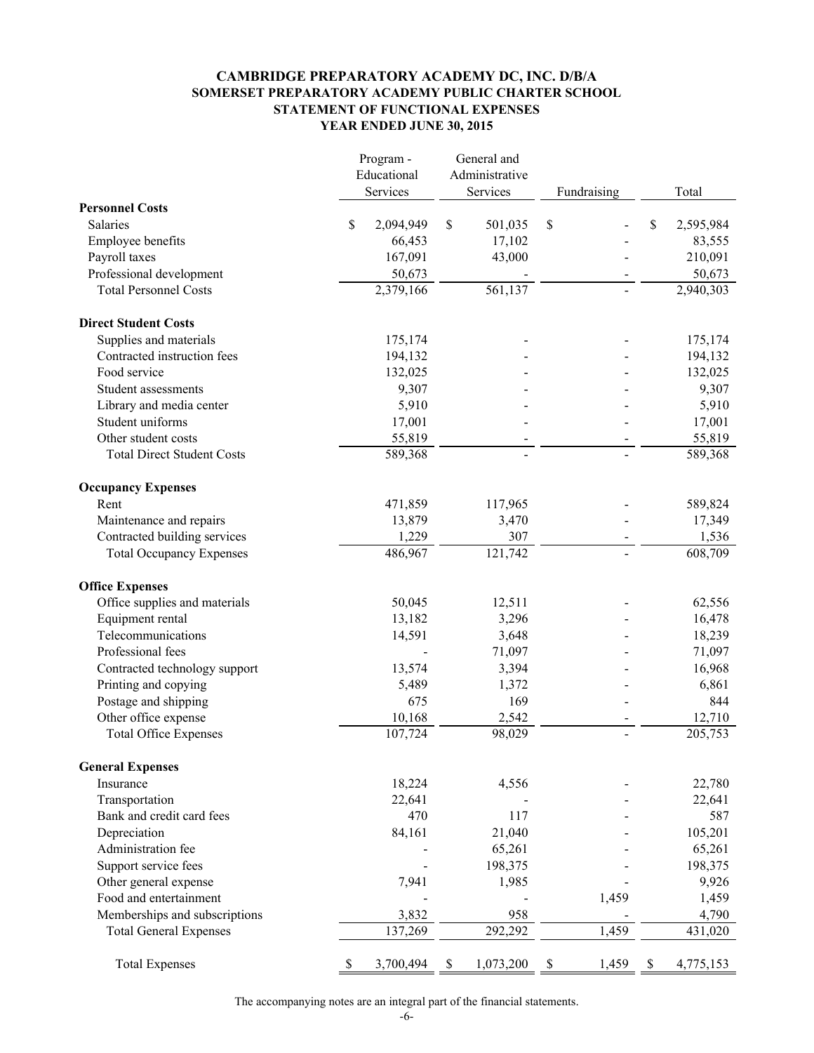# CAMBRIDGE PREPARATORY ACADEMY DC, INC. D/B/A
# SOMERSET PREPARATORY ACADEMY PUBLIC CHARTER SCHOOL
## STATEMENT OF FUNCTIONAL EXPENSES
## YEAR ENDED JUNE 30, 2015

| | Program - Educational Services | General and Administrative Services | Fundraising | Total |
|---|---|---|---|---|
| **Personnel Costs** | | | | |
| Salaries | $ 2,094,949 | $ 501,035 | $ - | $ 2,595,984 |
| Employee benefits | 66,453 | 17,102 | - | 83,555 |
| Payroll taxes | 167,091 | 43,000 | - | 210,091 |
| Professional development | 50,673 | - | - | 50,673 |
| Total Personnel Costs | 2,379,166 | 561,137 | - | 2,940,303 |
| **Direct Student Costs** | | | | |
| Supplies and materials | 175,174 | - | - | 175,174 |
| Contracted instruction fees | 194,132 | - | - | 194,132 |
| Food service | 132,025 | - | - | 132,025 |
| Student assessments | 9,307 | - | - | 9,307 |
| Library and media center | 5,910 | - | - | 5,910 |
| Student uniforms | 17,001 | - | - | 17,001 |
| Other student costs | 55,819 | - | - | 55,819 |
| Total Direct Student Costs | 589,368 | - | - | 589,368 |
| **Occupancy Expenses** | | | | |
| Rent | 471,859 | 117,965 | - | 589,824 |
| Maintenance and repairs | 13,879 | 3,470 | - | 17,349 |
| Contracted building services | 1,229 | 307 | - | 1,536 |
| Total Occupancy Expenses | 486,967 | 121,742 | - | 608,709 |
| **Office Expenses** | | | | |
| Office supplies and materials | 50,045 | 12,511 | - | 62,556 |
| Equipment rental | 13,182 | 3,296 | - | 16,478 |
| Telecommunications | 14,591 | 3,648 | - | 18,239 |
| Professional fees | - | 71,097 | - | 71,097 |
| Contracted technology support | 13,574 | 3,394 | - | 16,968 |
| Printing and copying | 5,489 | 1,372 | - | 6,861 |
| Postage and shipping | 675 | 169 | - | 844 |
| Other office expense | 10,168 | 2,542 | - | 12,710 |
| Total Office Expenses | 107,724 | 98,029 | - | 205,753 |
| **General Expenses** | | | | |
| Insurance | 18,224 | 4,556 | - | 22,780 |
| Transportation | 22,641 | - | - | 22,641 |
| Bank and credit card fees | 470 | 117 | - | 587 |
| Depreciation | 84,161 | 21,040 | - | 105,201 |
| Administration fee | - | 65,261 | - | 65,261 |
| Support service fees | - | 198,375 | - | 198,375 |
| Other general expense | 7,941 | 1,985 | - | 9,926 |
| Food and entertainment | - | - | 1,459 | 1,459 |
| Memberships and subscriptions | 3,832 | 958 | - | 4,790 |
| Total General Expenses | 137,269 | 292,292 | 1,459 | 431,020 |
| Total Expenses | $ 3,700,494 | $ 1,073,200 | $ 1,459 | $ 4,775,153 |

The accompanying notes are an integral part of the financial statements.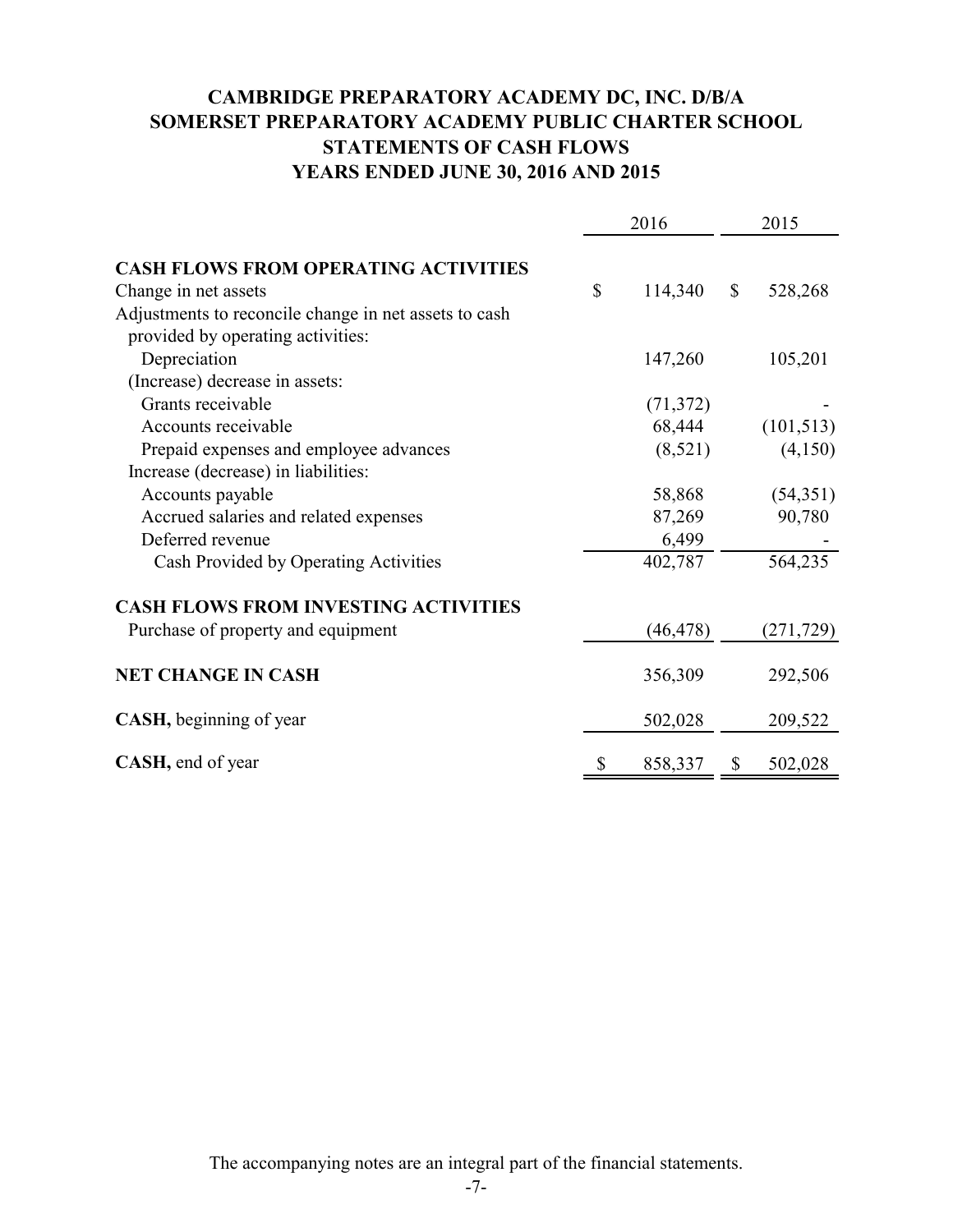# CAMBRIDGE PREPARATORY ACADEMY DC, INC. D/B/A
# SOMERSET PREPARATORY ACADEMY PUBLIC CHARTER SCHOOL
## STATEMENTS OF CASH FLOWS
## YEARS ENDED JUNE 30, 2016 AND 2015

| | 2016 | 2015 |
|---|---|---|
| **CASH FLOWS FROM OPERATING ACTIVITIES** | | |
| Change in net assets | $ 114,340 | $ 528,268 |
| Adjustments to reconcile change in net assets to cash provided by operating activities: | | |
| Depreciation | 147,260 | 105,201 |
| (Increase) decrease in assets: | | |
| Grants receivable | (71,372) | - |
| Accounts receivable | 68,444 | (101,513) |
| Prepaid expenses and employee advances | (8,521) | (4,150) |
| Increase (decrease) in liabilities: | | |
| Accounts payable | 58,868 | (54,351) |
| Accrued salaries and related expenses | 87,269 | 90,780 |
| Deferred revenue | 6,499 | - |
| Cash Provided by Operating Activities | 402,787 | 564,235 |
| **CASH FLOWS FROM INVESTING ACTIVITIES** | | |
| Purchase of property and equipment | (46,478) | (271,729) |
| **NET CHANGE IN CASH** | 356,309 | 292,506 |
| **CASH,** beginning of year | 502,028 | 209,522 |
| **CASH,** end of year | $ 858,337 | $ 502,028 |

The accompanying notes are an integral part of the financial statements.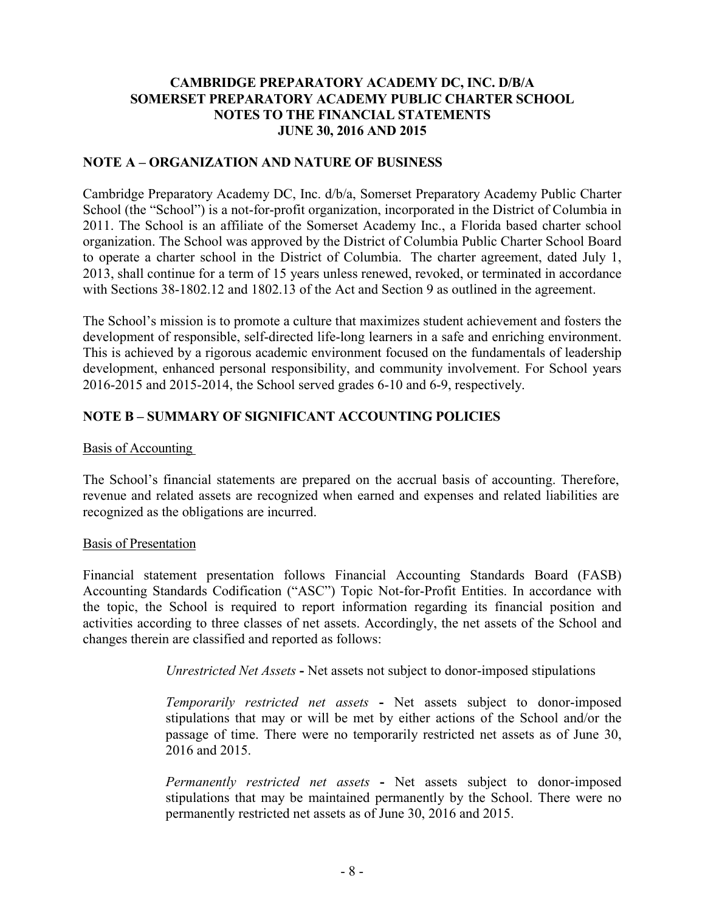**CAMBRIDGE PREPARATORY ACADEMY DC, INC. D/B/A**
**SOMERSET PREPARATORY ACADEMY PUBLIC CHARTER SCHOOL**
**NOTES TO THE FINANCIAL STATEMENTS**
**JUNE 30, 2016 AND 2015**

## NOTE A – ORGANIZATION AND NATURE OF BUSINESS

Cambridge Preparatory Academy DC, Inc. d/b/a, Somerset Preparatory Academy Public Charter School (the "School") is a not-for-profit organization, incorporated in the District of Columbia in 2011. The School is an affiliate of the Somerset Academy Inc., a Florida based charter school organization. The School was approved by the District of Columbia Public Charter School Board to operate a charter school in the District of Columbia. The charter agreement, dated July 1, 2013, shall continue for a term of 15 years unless renewed, revoked, or terminated in accordance with Sections 38-1802.12 and 1802.13 of the Act and Section 9 as outlined in the agreement.

The School's mission is to promote a culture that maximizes student achievement and fosters the development of responsible, self-directed life-long learners in a safe and enriching environment. This is achieved by a rigorous academic environment focused on the fundamentals of leadership development, enhanced personal responsibility, and community involvement. For School years 2016-2015 and 2015-2014, the School served grades 6-10 and 6-9, respectively.

## NOTE B – SUMMARY OF SIGNIFICANT ACCOUNTING POLICIES

Basis of Accounting

The School's financial statements are prepared on the accrual basis of accounting. Therefore, revenue and related assets are recognized when earned and expenses and related liabilities are recognized as the obligations are incurred.

Basis of Presentation

Financial statement presentation follows Financial Accounting Standards Board (FASB) Accounting Standards Codification ("ASC") Topic Not-for-Profit Entities. In accordance with the topic, the School is required to report information regarding its financial position and activities according to three classes of net assets. Accordingly, the net assets of the School and changes therein are classified and reported as follows:

> *Unrestricted Net Assets* - Net assets not subject to donor-imposed stipulations
>
> *Temporarily restricted net assets* - Net assets subject to donor-imposed stipulations that may or will be met by either actions of the School and/or the passage of time. There were no temporarily restricted net assets as of June 30, 2016 and 2015.
>
> *Permanently restricted net assets* - Net assets subject to donor-imposed stipulations that may be maintained permanently by the School. There were no permanently restricted net assets as of June 30, 2016 and 2015.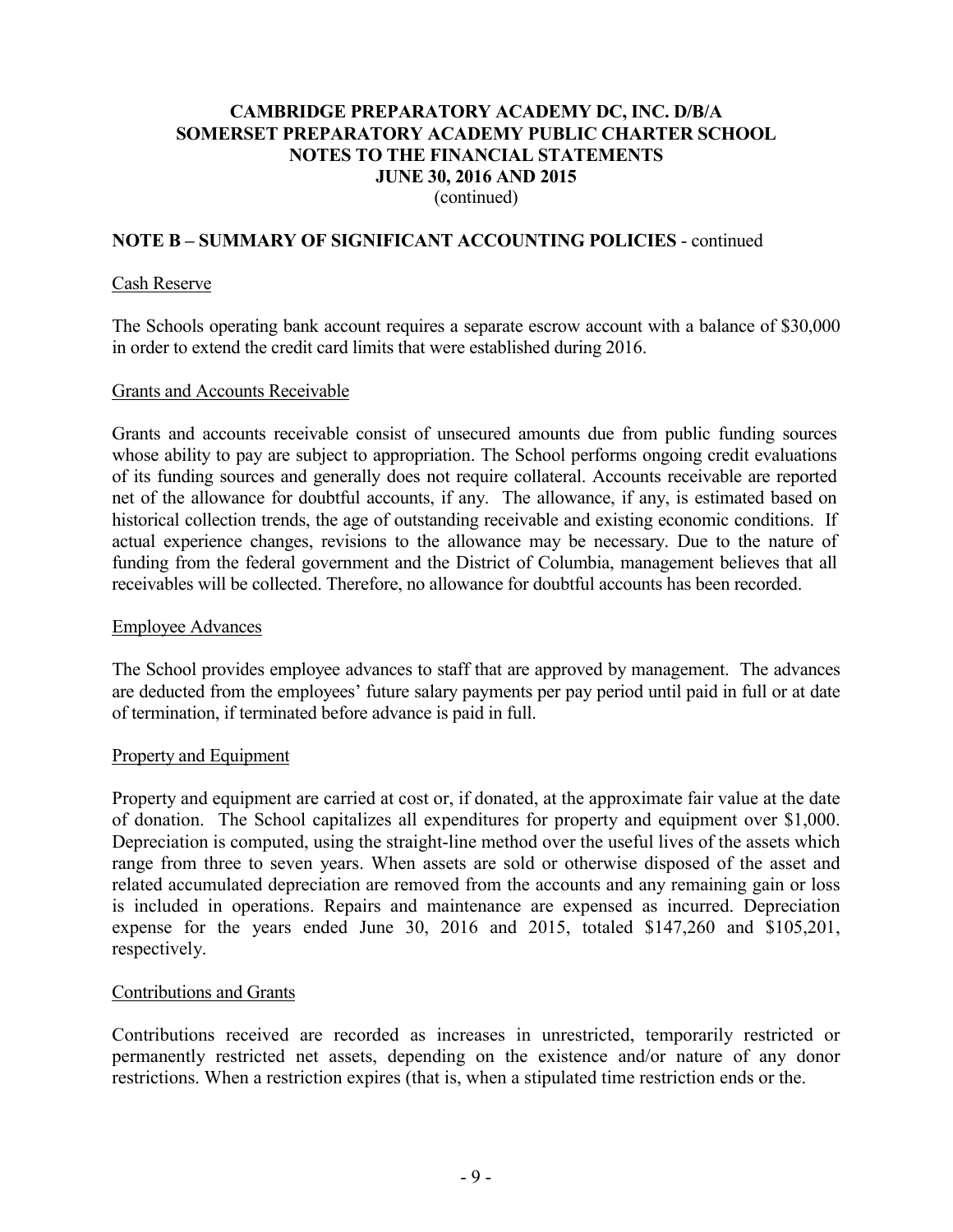# CAMBRIDGE PREPARATORY ACADEMY DC, INC. D/B/A SOMERSET PREPARATORY ACADEMY PUBLIC CHARTER SCHOOL NOTES TO THE FINANCIAL STATEMENTS JUNE 30, 2016 AND 2015

(continued)

## NOTE B – SUMMARY OF SIGNIFICANT ACCOUNTING POLICIES - continued

### Cash Reserve

The Schools operating bank account requires a separate escrow account with a balance of $30,000 in order to extend the credit card limits that were established during 2016.

### Grants and Accounts Receivable

Grants and accounts receivable consist of unsecured amounts due from public funding sources whose ability to pay are subject to appropriation. The School performs ongoing credit evaluations of its funding sources and generally does not require collateral. Accounts receivable are reported net of the allowance for doubtful accounts, if any. The allowance, if any, is estimated based on historical collection trends, the age of outstanding receivable and existing economic conditions. If actual experience changes, revisions to the allowance may be necessary. Due to the nature of funding from the federal government and the District of Columbia, management believes that all receivables will be collected. Therefore, no allowance for doubtful accounts has been recorded.

### Employee Advances

The School provides employee advances to staff that are approved by management. The advances are deducted from the employees' future salary payments per pay period until paid in full or at date of termination, if terminated before advance is paid in full.

### Property and Equipment

Property and equipment are carried at cost or, if donated, at the approximate fair value at the date of donation. The School capitalizes all expenditures for property and equipment over $1,000. Depreciation is computed, using the straight-line method over the useful lives of the assets which range from three to seven years. When assets are sold or otherwise disposed of the asset and related accumulated depreciation are removed from the accounts and any remaining gain or loss is included in operations. Repairs and maintenance are expensed as incurred. Depreciation expense for the years ended June 30, 2016 and 2015, totaled $147,260 and $105,201, respectively.

### Contributions and Grants

Contributions received are recorded as increases in unrestricted, temporarily restricted or permanently restricted net assets, depending on the existence and/or nature of any donor restrictions. When a restriction expires (that is, when a stipulated time restriction ends or the.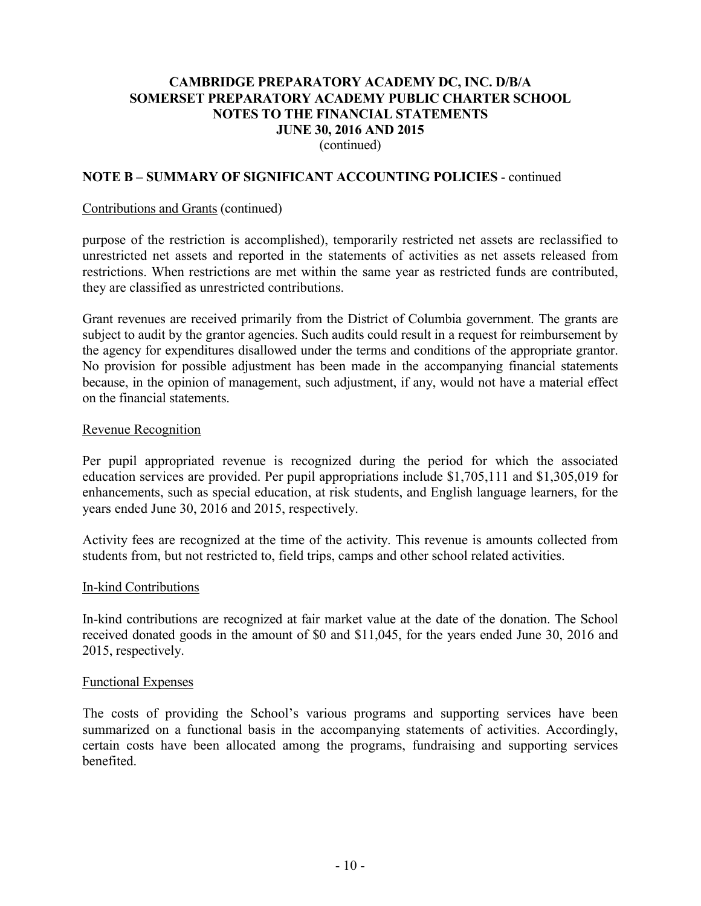**NOTE B – SUMMARY OF SIGNIFICANT ACCOUNTING POLICIES** - continued

Contributions and Grants (continued)

purpose of the restriction is accomplished), temporarily restricted net assets are reclassified to unrestricted net assets and reported in the statements of activities as net assets released from restrictions. When restrictions are met within the same year as restricted funds are contributed, they are classified as unrestricted contributions.

Grant revenues are received primarily from the District of Columbia government. The grants are subject to audit by the grantor agencies. Such audits could result in a request for reimbursement by the agency for expenditures disallowed under the terms and conditions of the appropriate grantor. No provision for possible adjustment has been made in the accompanying financial statements because, in the opinion of management, such adjustment, if any, would not have a material effect on the financial statements.

Revenue Recognition

Per pupil appropriated revenue is recognized during the period for which the associated education services are provided. Per pupil appropriations include $1,705,111 and $1,305,019 for enhancements, such as special education, at risk students, and English language learners, for the years ended June 30, 2016 and 2015, respectively.

Activity fees are recognized at the time of the activity. This revenue is amounts collected from students from, but not restricted to, field trips, camps and other school related activities.

In-kind Contributions

In-kind contributions are recognized at fair market value at the date of the donation. The School received donated goods in the amount of $0 and $11,045, for the years ended June 30, 2016 and 2015, respectively.

Functional Expenses

The costs of providing the School's various programs and supporting services have been summarized on a functional basis in the accompanying statements of activities. Accordingly, certain costs have been allocated among the programs, fundraising and supporting services benefited.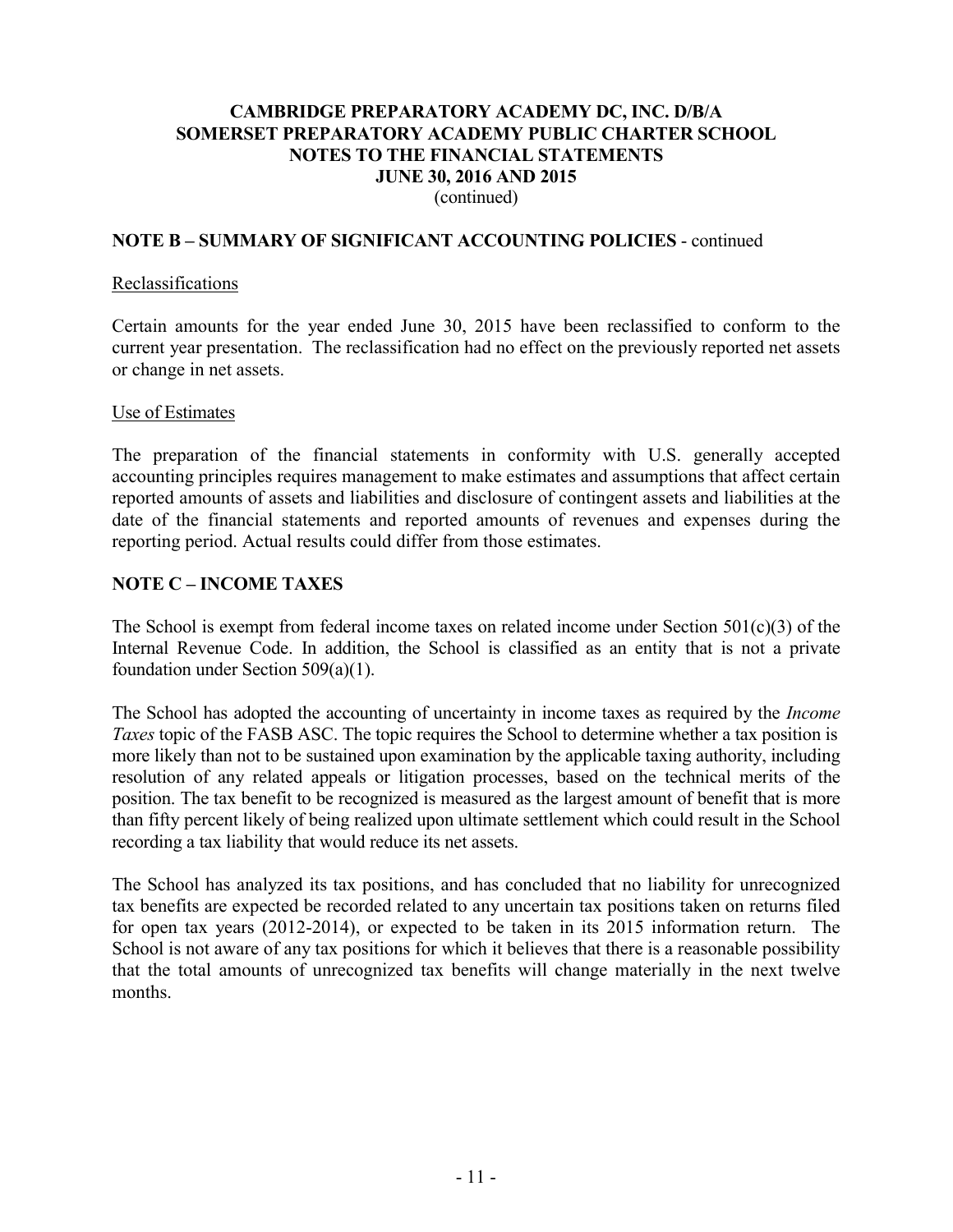## NOTE B – SUMMARY OF SIGNIFICANT ACCOUNTING POLICIES - continued

### Reclassifications

Certain amounts for the year ended June 30, 2015 have been reclassified to conform to the current year presentation. The reclassification had no effect on the previously reported net assets or change in net assets.

### Use of Estimates

The preparation of the financial statements in conformity with U.S. generally accepted accounting principles requires management to make estimates and assumptions that affect certain reported amounts of assets and liabilities and disclosure of contingent assets and liabilities at the date of the financial statements and reported amounts of revenues and expenses during the reporting period. Actual results could differ from those estimates.

## NOTE C – INCOME TAXES

The School is exempt from federal income taxes on related income under Section 501(c)(3) of the Internal Revenue Code. In addition, the School is classified as an entity that is not a private foundation under Section 509(a)(1).

The School has adopted the accounting of uncertainty in income taxes as required by the *Income Taxes* topic of the FASB ASC. The topic requires the School to determine whether a tax position is more likely than not to be sustained upon examination by the applicable taxing authority, including resolution of any related appeals or litigation processes, based on the technical merits of the position. The tax benefit to be recognized is measured as the largest amount of benefit that is more than fifty percent likely of being realized upon ultimate settlement which could result in the School recording a tax liability that would reduce its net assets.

The School has analyzed its tax positions, and has concluded that no liability for unrecognized tax benefits are expected be recorded related to any uncertain tax positions taken on returns filed for open tax years (2012-2014), or expected to be taken in its 2015 information return. The School is not aware of any tax positions for which it believes that there is a reasonable possibility that the total amounts of unrecognized tax benefits will change materially in the next twelve months.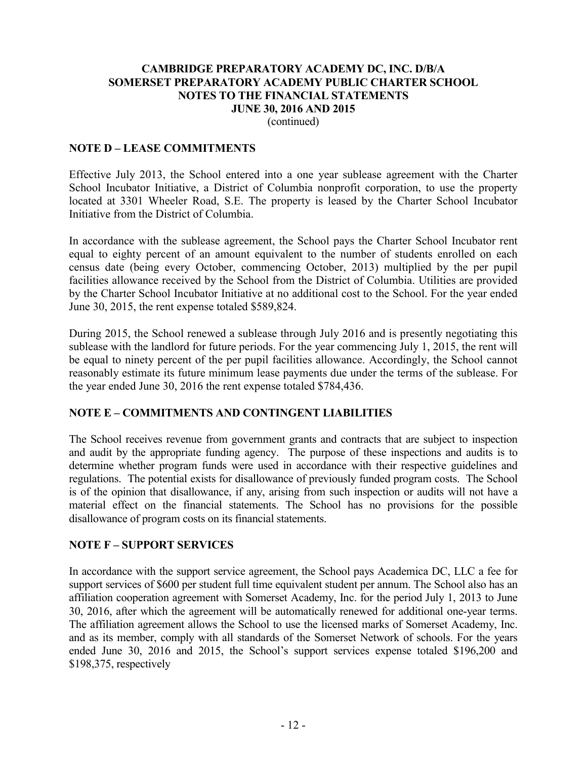## NOTE D – LEASE COMMITMENTS

Effective July 2013, the School entered into a one year sublease agreement with the Charter School Incubator Initiative, a District of Columbia nonprofit corporation, to use the property located at 3301 Wheeler Road, S.E. The property is leased by the Charter School Incubator Initiative from the District of Columbia.

In accordance with the sublease agreement, the School pays the Charter School Incubator rent equal to eighty percent of an amount equivalent to the number of students enrolled on each census date (being every October, commencing October, 2013) multiplied by the per pupil facilities allowance received by the School from the District of Columbia. Utilities are provided by the Charter School Incubator Initiative at no additional cost to the School. For the year ended June 30, 2015, the rent expense totaled $589,824.

During 2015, the School renewed a sublease through July 2016 and is presently negotiating this sublease with the landlord for future periods. For the year commencing July 1, 2015, the rent will be equal to ninety percent of the per pupil facilities allowance. Accordingly, the School cannot reasonably estimate its future minimum lease payments due under the terms of the sublease. For the year ended June 30, 2016 the rent expense totaled $784,436.

## NOTE E – COMMITMENTS AND CONTINGENT LIABILITIES

The School receives revenue from government grants and contracts that are subject to inspection and audit by the appropriate funding agency. The purpose of these inspections and audits is to determine whether program funds were used in accordance with their respective guidelines and regulations. The potential exists for disallowance of previously funded program costs. The School is of the opinion that disallowance, if any, arising from such inspection or audits will not have a material effect on the financial statements. The School has no provisions for the possible disallowance of program costs on its financial statements.

## NOTE F – SUPPORT SERVICES

In accordance with the support service agreement, the School pays Academica DC, LLC a fee for support services of $600 per student full time equivalent student per annum. The School also has an affiliation cooperation agreement with Somerset Academy, Inc. for the period July 1, 2013 to June 30, 2016, after which the agreement will be automatically renewed for additional one-year terms. The affiliation agreement allows the School to use the licensed marks of Somerset Academy, Inc. and as its member, comply with all standards of the Somerset Network of schools. For the years ended June 30, 2016 and 2015, the School's support services expense totaled $196,200 and $198,375, respectively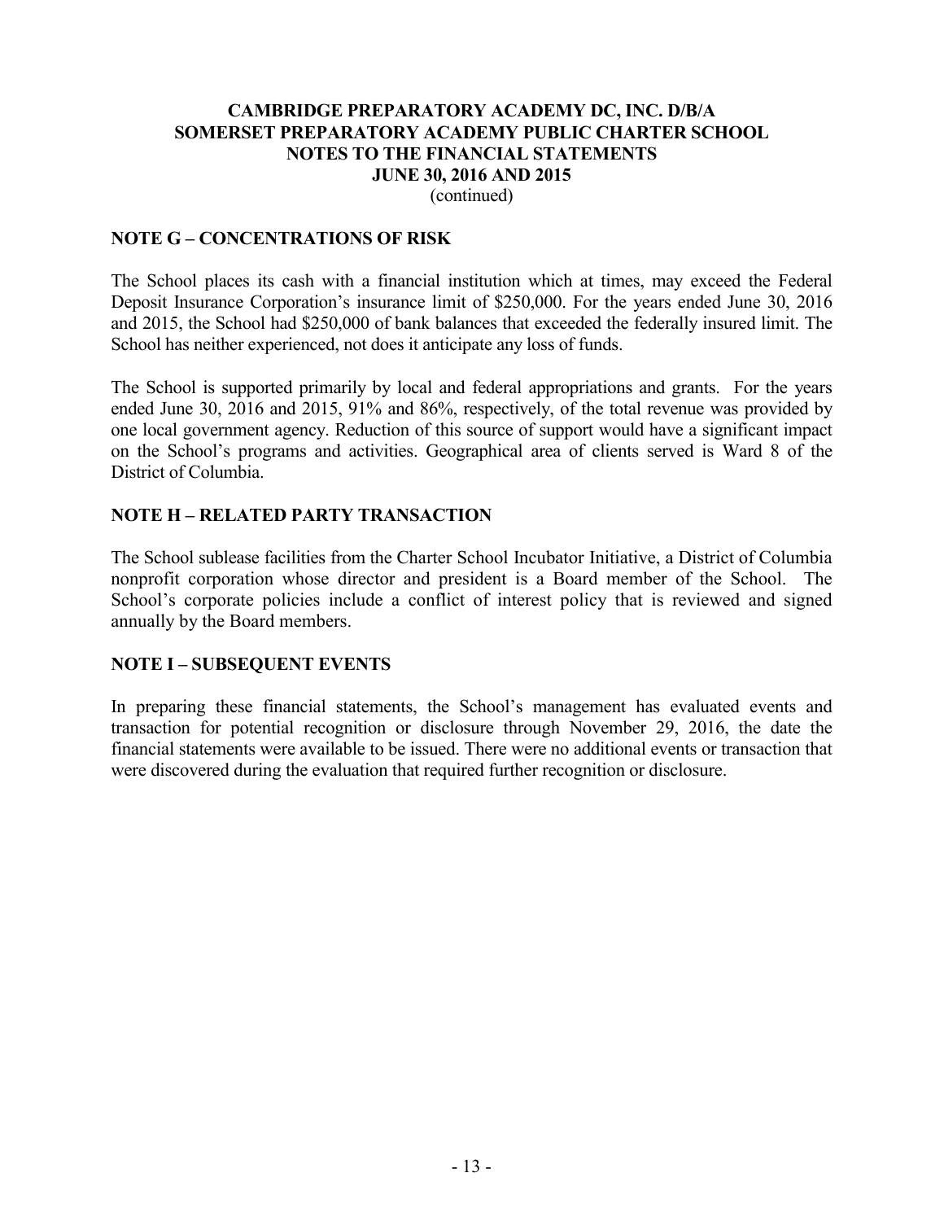**CAMBRIDGE PREPARATORY ACADEMY DC, INC. D/B/A**
**SOMERSET PREPARATORY ACADEMY PUBLIC CHARTER SCHOOL**
**NOTES TO THE FINANCIAL STATEMENTS**
**JUNE 30, 2016 AND 2015**
(continued)

## NOTE G – CONCENTRATIONS OF RISK

The School places its cash with a financial institution which at times, may exceed the Federal Deposit Insurance Corporation's insurance limit of $250,000. For the years ended June 30, 2016 and 2015, the School had $250,000 of bank balances that exceeded the federally insured limit. The School has neither experienced, not does it anticipate any loss of funds.

The School is supported primarily by local and federal appropriations and grants. For the years ended June 30, 2016 and 2015, 91% and 86%, respectively, of the total revenue was provided by one local government agency. Reduction of this source of support would have a significant impact on the School's programs and activities. Geographical area of clients served is Ward 8 of the District of Columbia.

## NOTE H – RELATED PARTY TRANSACTION

The School sublease facilities from the Charter School Incubator Initiative, a District of Columbia nonprofit corporation whose director and president is a Board member of the School. The School's corporate policies include a conflict of interest policy that is reviewed and signed annually by the Board members.

## NOTE I – SUBSEQUENT EVENTS

In preparing these financial statements, the School's management has evaluated events and transaction for potential recognition or disclosure through November 29, 2016, the date the financial statements were available to be issued. There were no additional events or transaction that were discovered during the evaluation that required further recognition or disclosure.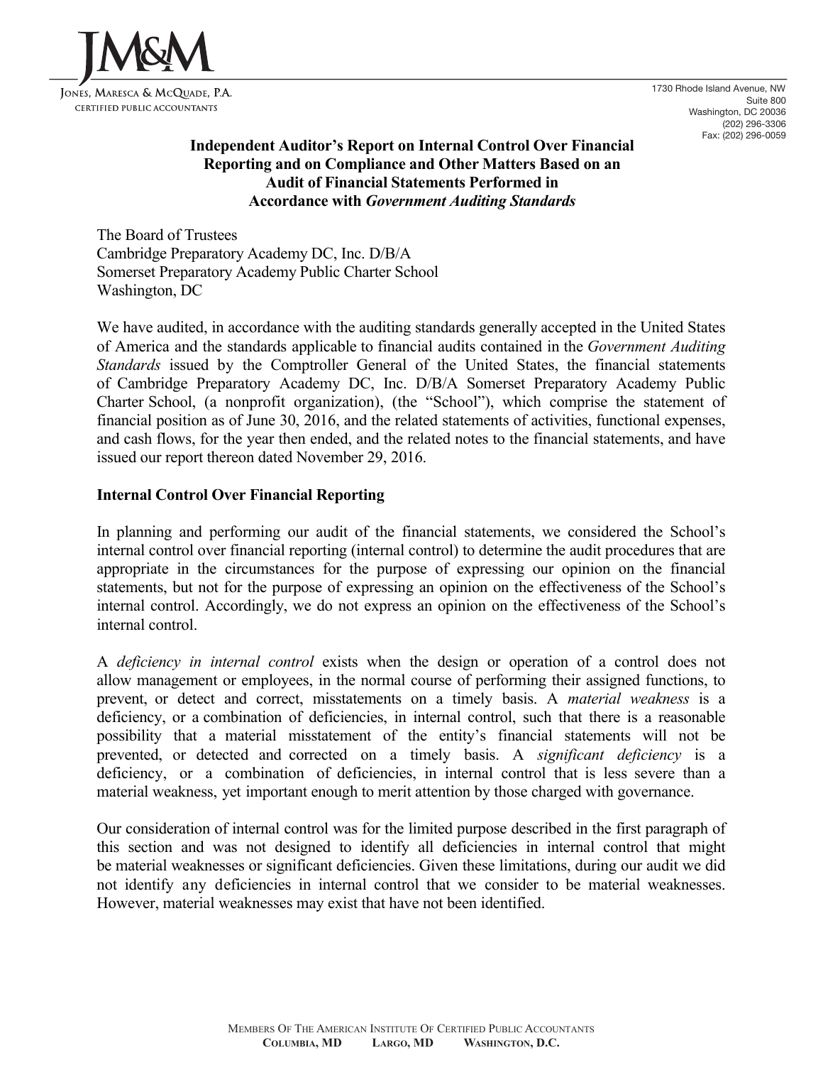JM&M

Jones, Maresca & McQuade, P.A.
Certified Public Accountants

1730 Rhode Island Avenue, NW
Suite 800
Washington, DC 20036
(202) 296-3306
Fax: (202) 296-0059

**Independent Auditor's Report on Internal Control Over Financial Reporting and on Compliance and Other Matters Based on an Audit of Financial Statements Performed in Accordance with *Government Auditing Standards***

The Board of Trustees
Cambridge Preparatory Academy DC, Inc. D/B/A
Somerset Preparatory Academy Public Charter School
Washington, DC

We have audited, in accordance with the auditing standards generally accepted in the United States of America and the standards applicable to financial audits contained in the *Government Auditing Standards* issued by the Comptroller General of the United States, the financial statements of Cambridge Preparatory Academy DC, Inc. D/B/A Somerset Preparatory Academy Public Charter School, (a nonprofit organization), (the "School"), which comprise the statement of financial position as of June 30, 2016, and the related statements of activities, functional expenses, and cash flows, for the year then ended, and the related notes to the financial statements, and have issued our report thereon dated November 29, 2016.

**Internal Control Over Financial Reporting**

In planning and performing our audit of the financial statements, we considered the School's internal control over financial reporting (internal control) to determine the audit procedures that are appropriate in the circumstances for the purpose of expressing our opinion on the financial statements, but not for the purpose of expressing an opinion on the effectiveness of the School's internal control. Accordingly, we do not express an opinion on the effectiveness of the School's internal control.

A *deficiency in internal control* exists when the design or operation of a control does not allow management or employees, in the normal course of performing their assigned functions, to prevent, or detect and correct, misstatements on a timely basis. A *material weakness* is a deficiency, or a combination of deficiencies, in internal control, such that there is a reasonable possibility that a material misstatement of the entity's financial statements will not be prevented, or detected and corrected on a timely basis. A *significant deficiency* is a deficiency, or a combination of deficiencies, in internal control that is less severe than a material weakness, yet important enough to merit attention by those charged with governance.

Our consideration of internal control was for the limited purpose described in the first paragraph of this section and was not designed to identify all deficiencies in internal control that might be material weaknesses or significant deficiencies. Given these limitations, during our audit we did not identify any deficiencies in internal control that we consider to be material weaknesses. However, material weaknesses may exist that have not been identified.

Members Of The American Institute Of Certified Public Accountants
**Columbia, MD Largo, MD Washington, D.C.**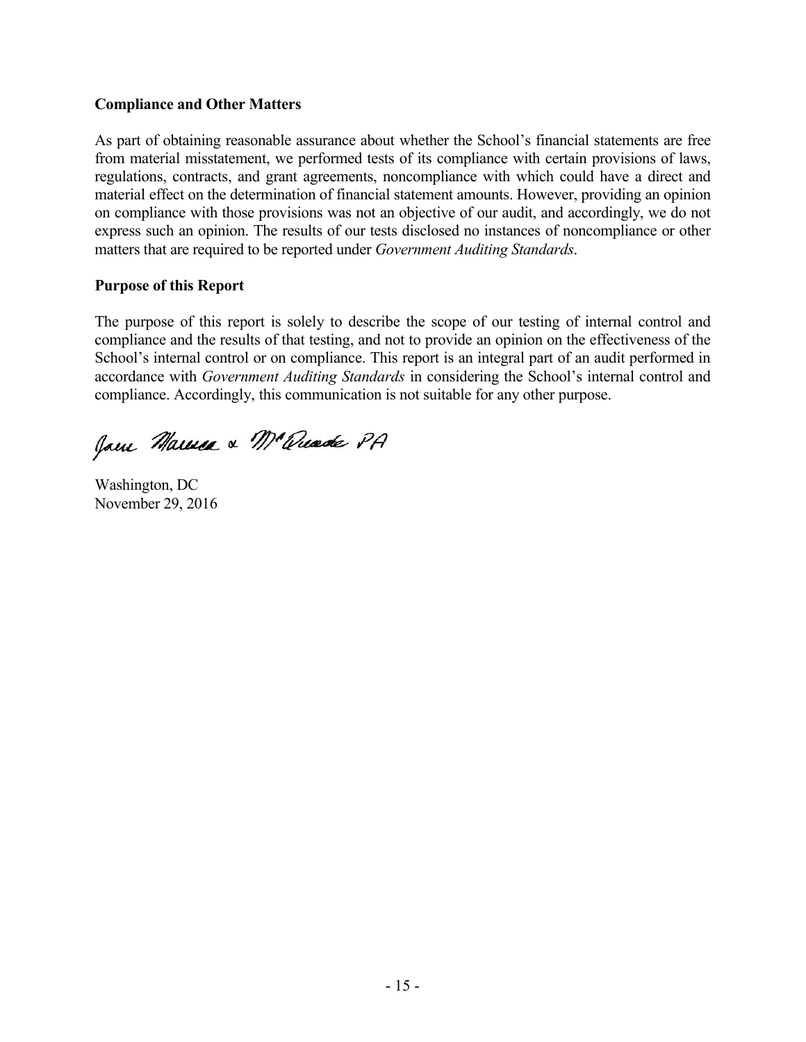**Compliance and Other Matters**

As part of obtaining reasonable assurance about whether the School's financial statements are free from material misstatement, we performed tests of its compliance with certain provisions of laws, regulations, contracts, and grant agreements, noncompliance with which could have a direct and material effect on the determination of financial statement amounts. However, providing an opinion on compliance with those provisions was not an objective of our audit, and accordingly, we do not express such an opinion. The results of our tests disclosed no instances of noncompliance or other matters that are required to be reported under *Government Auditing Standards*.

**Purpose of this Report**

The purpose of this report is solely to describe the scope of our testing of internal control and compliance and the results of that testing, and not to provide an opinion on the effectiveness of the School's internal control or on compliance. This report is an integral part of an audit performed in accordance with *Government Auditing Standards* in considering the School's internal control and compliance. Accordingly, this communication is not suitable for any other purpose.

Jane Marucca & McQuade PA

Washington, DC
November 29, 2016